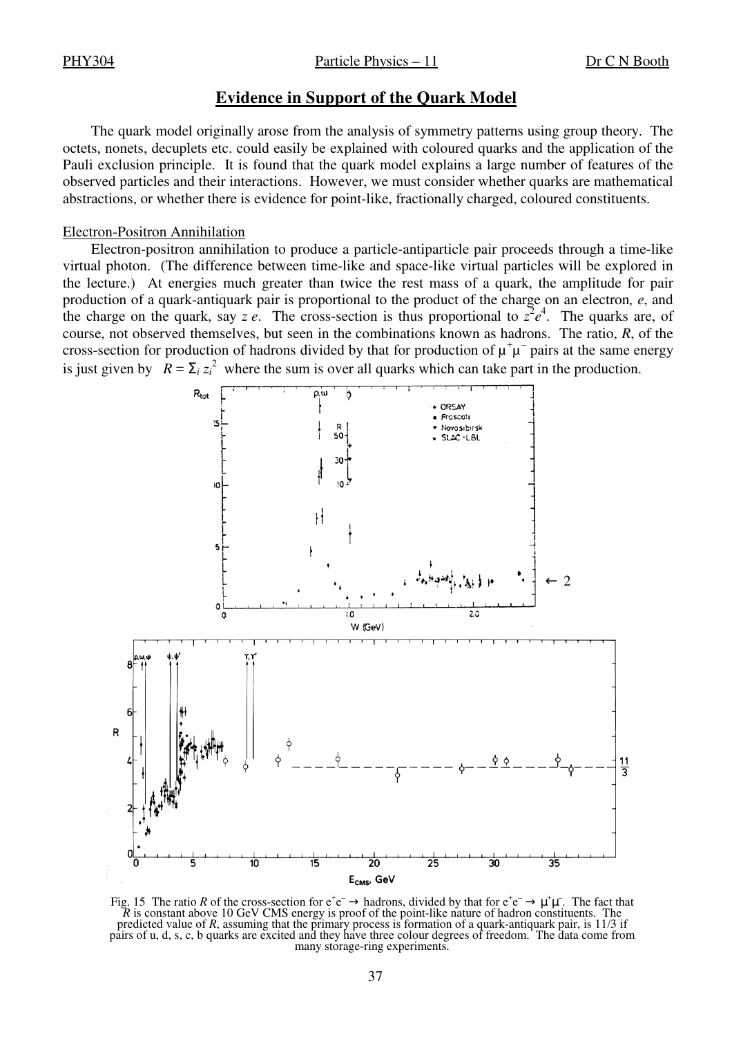## Evidence in Support of the Quark Model

The quark model originally arose from the analysis of symmetry patterns using group theory. The octets, nonets, decuplets etc. could easily be explained with coloured quarks and the application of the Pauli exclusion principle. It is found that the quark model explains a large number of features of the observed particles and their interactions. However, we must consider whether quarks are mathematical abstractions, or whether there is evidence for point-like, fractionally charged, coloured constituents.

### Electron-Positron Annihilation

Electron-positron annihilation to produce a particle-antiparticle pair proceeds through a time-like virtual photon. (The difference between time-like and space-like virtual particles will be explored in the lecture.) At energies much greater than twice the rest mass of a quark, the amplitude for pair production of a quark-antiquark pair is proportional to the product of the charge on an electron, $e$, and the charge on the quark, say $z\,e$. The cross-section is thus proportional to $z^2 e^4$. The quarks are, of course, not observed themselves, but seen in the combinations known as hadrons. The ratio, $R$, of the cross-section for production of hadrons divided by that for production of $\mu^+\mu^-$ pairs at the same energy is just given by $R = \Sigma_i z_i^2$ where the sum is over all quarks which can take part in the production.

Fig. 15 The ratio $R$ of the cross-section for $e^+e^- \rightarrow$ hadrons, divided by that for $e^+e^- \rightarrow \mu^+\mu^-$. The fact that $R$ is constant above 10 GeV CMS energy is proof of the point-like nature of hadron constituents. The predicted value of $R$, assuming that the primary process is formation of a quark-antiquark pair, is 11/3 if pairs of u, d, s, c, b quarks are excited and they have three colour degrees of freedom. The data come from many storage-ring experiments.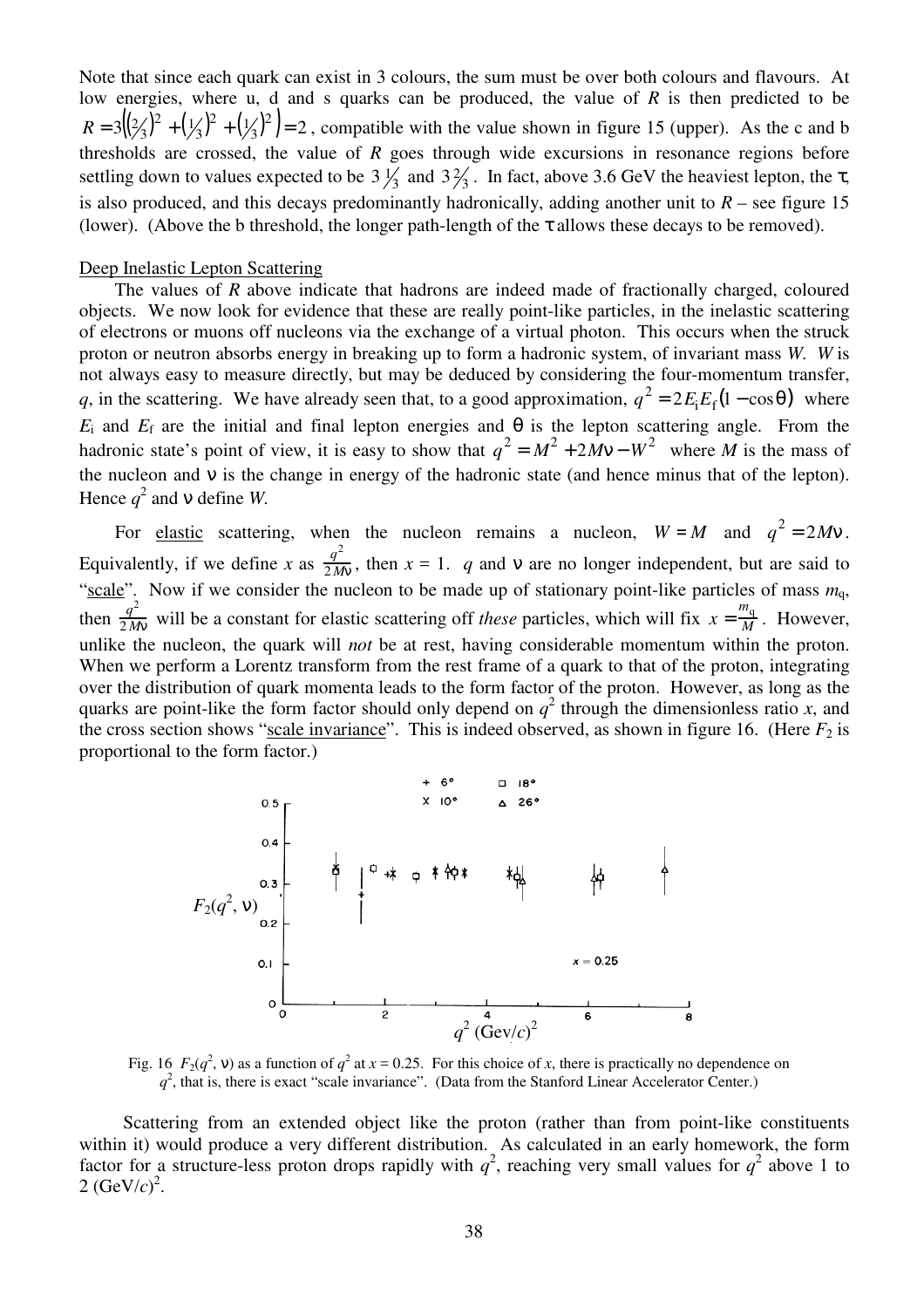Note that since each quark can exist in 3 colours, the sum must be over both colours and flavours. At low energies, where u, d and s quarks can be produced, the value of $R$ is then predicted to be $R = 3\left((\tfrac{2}{3})^2 + (\tfrac{1}{3})^2 + (\tfrac{1}{3})^2\right) = 2$, compatible with the value shown in figure 15 (upper). As the c and b thresholds are crossed, the value of $R$ goes through wide excursions in resonance regions before settling down to values expected to be $3\tfrac{1}{3}$ and $3\tfrac{2}{3}$. In fact, above 3.6 GeV the heaviest lepton, the $\tau$, is also produced, and this decays predominantly hadronically, adding another unit to $R$ – see figure 15 (lower). (Above the b threshold, the longer path-length of the $\tau$ allows these decays to be removed).

## Deep Inelastic Lepton Scattering

The values of $R$ above indicate that hadrons are indeed made of fractionally charged, coloured objects. We now look for evidence that these are really point-like particles, in the inelastic scattering of electrons or muons off nucleons via the exchange of a virtual photon. This occurs when the struck proton or neutron absorbs energy in breaking up to form a hadronic system, of invariant mass $W$. $W$ is not always easy to measure directly, but may be deduced by considering the four-momentum transfer, $q$, in the scattering. We have already seen that, to a good approximation, $q^2 = 2E_iE_f(1 - \cos\theta)$ where $E_i$ and $E_f$ are the initial and final lepton energies and $\theta$ is the lepton scattering angle. From the hadronic state's point of view, it is easy to show that $q^2 = M^2 + 2M\nu - W^2$ where $M$ is the mass of the nucleon and $\nu$ is the change in energy of the hadronic state (and hence minus that of the lepton). Hence $q^2$ and $\nu$ define $W$.

For elastic scattering, when the nucleon remains a nucleon, $W = M$ and $q^2 = 2M\nu$. Equivalently, if we define $x$ as $\frac{q^2}{2M\nu}$, then $x = 1$. $q$ and $\nu$ are no longer independent, but are said to "scale". Now if we consider the nucleon to be made up of stationary point-like particles of mass $m_q$, then $\frac{q^2}{2M\nu}$ will be a constant for elastic scattering off *these* particles, which will fix $x = \frac{m_q}{M}$. However, unlike the nucleon, the quark will *not* be at rest, having considerable momentum within the proton. When we perform a Lorentz transform from the rest frame of a quark to that of the proton, integrating over the distribution of quark momenta leads to the form factor of the proton. However, as long as the quarks are point-like the form factor should only depend on $q^2$ through the dimensionless ratio $x$, and the cross section shows "scale invariance". This is indeed observed, as shown in figure 16. (Here $F_2$ is proportional to the form factor.)

Fig. 16 $F_2(q^2, \nu)$ as a function of $q^2$ at $x = 0.25$. For this choice of $x$, there is practically no dependence on $q^2$, that is, there is exact "scale invariance". (Data from the Stanford Linear Accelerator Center.)

Scattering from an extended object like the proton (rather than from point-like constituents within it) would produce a very different distribution. As calculated in an early homework, the form factor for a structure-less proton drops rapidly with $q^2$, reaching very small values for $q^2$ above 1 to 2 $(\text{GeV}/c)^2$.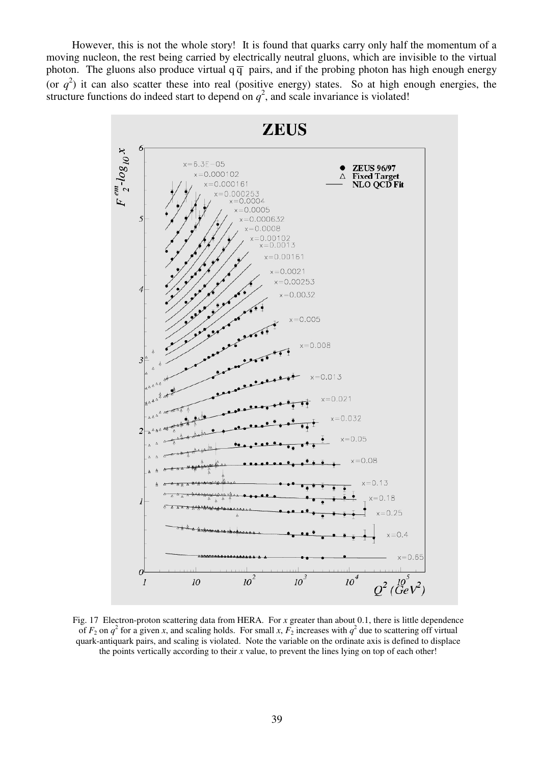However, this is not the whole story! It is found that quarks carry only half the momentum of a moving nucleon, the rest being carried by electrically neutral gluons, which are invisible to the virtual photon. The gluons also produce virtual $q\overline{q}$ pairs, and if the probing photon has high enough energy (or $q^2$) it can also scatter these into real (positive energy) states. So at high enough energies, the structure functions do indeed start to depend on $q^2$, and scale invariance is violated!

ZEUS

$F_2^{em}$-$log_{10}x$

x=6.3E-05
x=0.000102
x=0.000161
x=0.000253
x=0.0004
x=0.0005
x=0.000632
x=0.0008
x=0.00102
x=0.0013
x=0.00161
x=0.0021
x=0.00253
x=0.0032
x=0.005
x=0.008
x=0.013
x=0.021
x=0.032
x=0.05
x=0.08
x=0.13
x=0.18
x=0.25
x=0.4
x=0.65

ZEUS 96/97
Fixed Target
NLO QCD Fit

$Q^2$ ($GeV^2$)

Fig. 17 Electron-proton scattering data from HERA. For $x$ greater than about 0.1, there is little dependence of $F_2$ on $q^2$ for a given $x$, and scaling holds. For small $x$, $F_2$ increases with $q^2$ due to scattering off virtual quark-antiquark pairs, and scaling is violated. Note the variable on the ordinate axis is defined to displace the points vertically according to their $x$ value, to prevent the lines lying on top of each other!